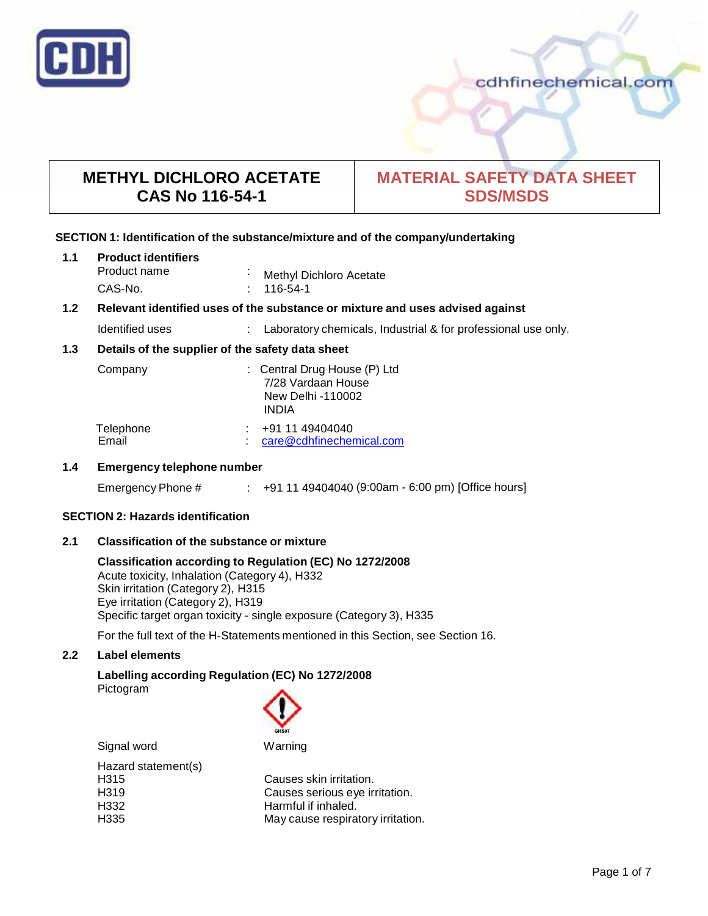# METHYL DICHLORO ACETATE
# CAS No 116-54-1

# MATERIAL SAFETY DATA SHEET
# SDS/MSDS

## SECTION 1: Identification of the substance/mixture and of the company/undertaking

### 1.1 Product identifiers

| | | |
|---|---|---|
| Product name | : | Methyl Dichloro Acetate |
| CAS-No. | : | 116-54-1 |

### 1.2 Relevant identified uses of the substance or mixture and uses advised against

| | | |
|---|---|---|
| Identified uses | : | Laboratory chemicals, Industrial & for professional use only. |

### 1.3 Details of the supplier of the safety data sheet

| | | |
|---|---|---|
| Company | : | Central Drug House (P) Ltd<br>7/28 Vardaan House<br>New Delhi -110002<br>INDIA |
| Telephone | : | +91 11 49404040 |
| Email | : | care@cdhfinechemical.com |

### 1.4 Emergency telephone number

| | | |
|---|---|---|
| Emergency Phone # | : | +91 11 49404040 (9:00am - 6:00 pm) [Office hours] |

## SECTION 2: Hazards identification

### 2.1 Classification of the substance or mixture

**Classification according to Regulation (EC) No 1272/2008**

Acute toxicity, Inhalation (Category 4), H332
Skin irritation (Category 2), H315
Eye irritation (Category 2), H319
Specific target organ toxicity - single exposure (Category 3), H335

For the full text of the H-Statements mentioned in this Section, see Section 16.

### 2.2 Label elements

**Labelling according Regulation (EC) No 1272/2008**

Pictogram

GHS07

Signal word: Warning

Hazard statement(s)

| | |
|---|---|
| H315 | Causes skin irritation. |
| H319 | Causes serious eye irritation. |
| H332 | Harmful if inhaled. |
| H335 | May cause respiratory irritation. |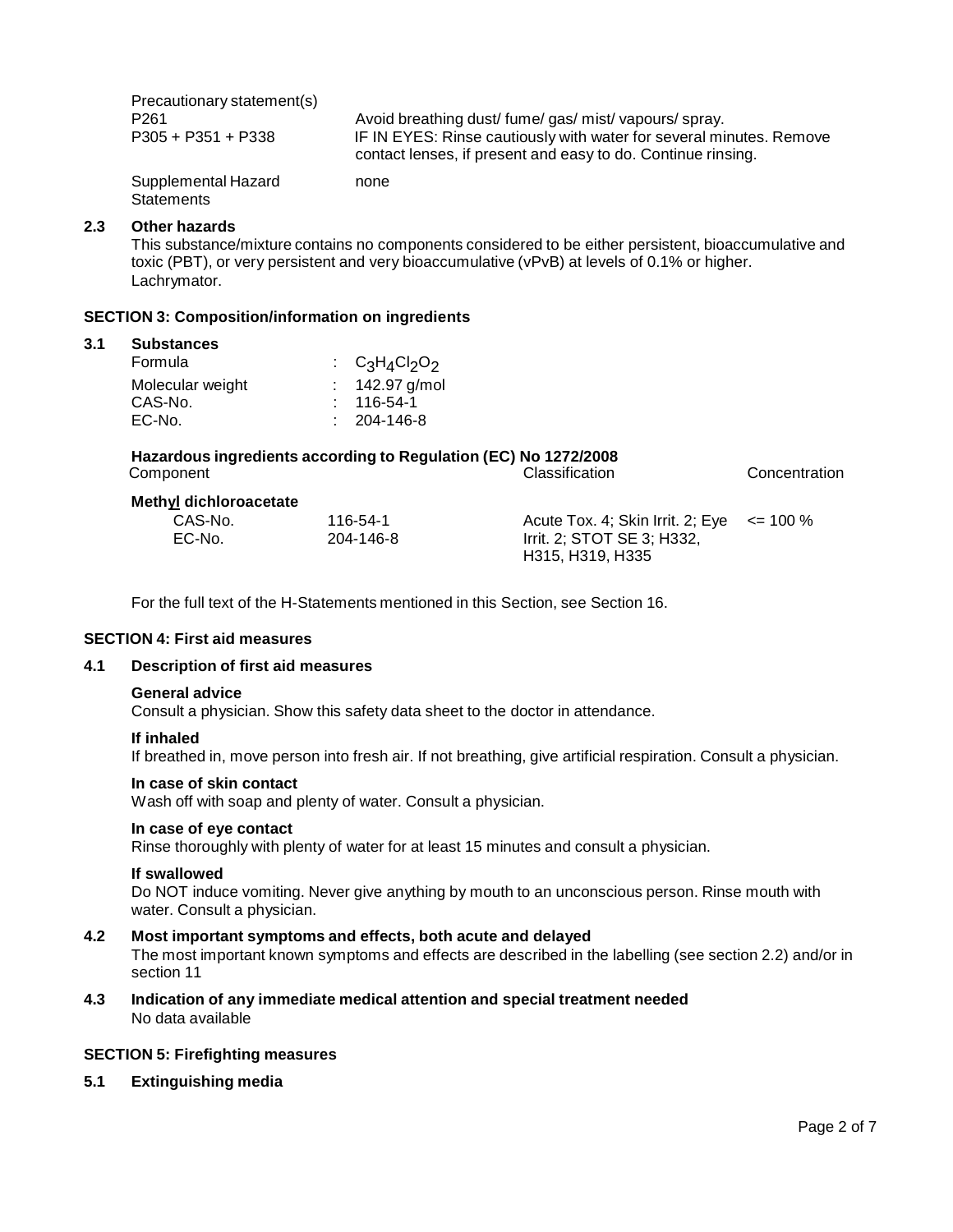Precautionary statement(s)

| | |
|---|---|
| P261 | Avoid breathing dust/ fume/ gas/ mist/ vapours/ spray. |
| P305 + P351 + P338 | IF IN EYES: Rinse cautiously with water for several minutes. Remove contact lenses, if present and easy to do. Continue rinsing. |

Supplemental Hazard Statements: none

### 2.3 Other hazards

This substance/mixture contains no components considered to be either persistent, bioaccumulative and toxic (PBT), or very persistent and very bioaccumulative (vPvB) at levels of 0.1% or higher.
Lachrymator.

## SECTION 3: Composition/information on ingredients

### 3.1 Substances

| | |
|---|---|
| Formula | : $C_3H_4Cl_2O_2$ |
| Molecular weight | : 142.97 g/mol |
| CAS-No. | : 116-54-1 |
| EC-No. | : 204-146-8 |

**Hazardous ingredients according to Regulation (EC) No 1272/2008**

| Component | | Classification | Concentration |
|---|---|---|---|
| **Methyl dichloroacetate** | | | |
| CAS-No. | 116-54-1 | Acute Tox. 4; Skin Irrit. 2; Eye Irrit. 2; STOT SE 3; H332, H315, H319, H335 | <= 100 % |
| EC-No. | 204-146-8 | | |

For the full text of the H-Statements mentioned in this Section, see Section 16.

## SECTION 4: First aid measures

### 4.1 Description of first aid measures

**General advice**
Consult a physician. Show this safety data sheet to the doctor in attendance.

**If inhaled**
If breathed in, move person into fresh air. If not breathing, give artificial respiration. Consult a physician.

**In case of skin contact**
Wash off with soap and plenty of water. Consult a physician.

**In case of eye contact**
Rinse thoroughly with plenty of water for at least 15 minutes and consult a physician.

**If swallowed**
Do NOT induce vomiting. Never give anything by mouth to an unconscious person. Rinse mouth with water. Consult a physician.

### 4.2 Most important symptoms and effects, both acute and delayed

The most important known symptoms and effects are described in the labelling (see section 2.2) and/or in section 11

### 4.3 Indication of any immediate medical attention and special treatment needed

No data available

## SECTION 5: Firefighting measures

### 5.1 Extinguishing media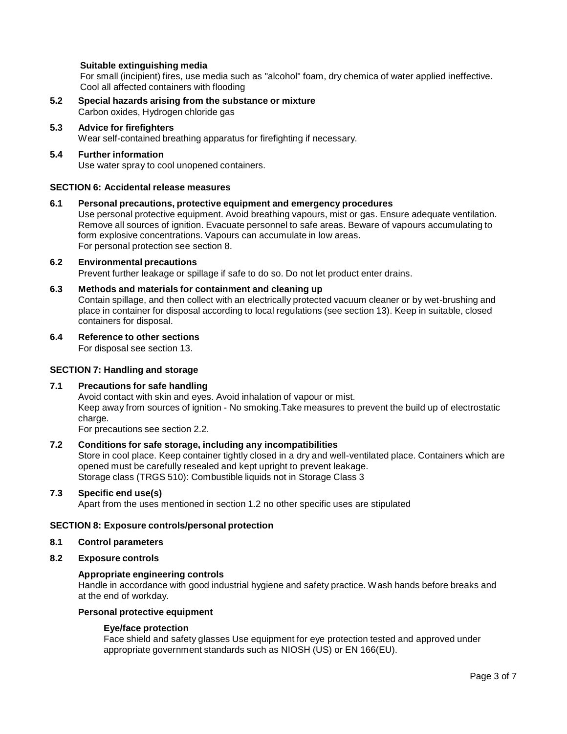**Suitable extinguishing media**

For small (incipient) fires, use media such as "alcohol" foam, dry chemica of water applied ineffective. Cool all affected containers with flooding

### 5.2 Special hazards arising from the substance or mixture

Carbon oxides, Hydrogen chloride gas

### 5.3 Advice for firefighters

Wear self-contained breathing apparatus for firefighting if necessary.

### 5.4 Further information

Use water spray to cool unopened containers.

## SECTION 6: Accidental release measures

### 6.1 Personal precautions, protective equipment and emergency procedures

Use personal protective equipment. Avoid breathing vapours, mist or gas. Ensure adequate ventilation. Remove all sources of ignition. Evacuate personnel to safe areas. Beware of vapours accumulating to form explosive concentrations. Vapours can accumulate in low areas.
For personal protection see section 8.

### 6.2 Environmental precautions

Prevent further leakage or spillage if safe to do so. Do not let product enter drains.

### 6.3 Methods and materials for containment and cleaning up

Contain spillage, and then collect with an electrically protected vacuum cleaner or by wet-brushing and place in container for disposal according to local regulations (see section 13). Keep in suitable, closed containers for disposal.

### 6.4 Reference to other sections

For disposal see section 13.

## SECTION 7: Handling and storage

### 7.1 Precautions for safe handling

Avoid contact with skin and eyes. Avoid inhalation of vapour or mist.
Keep away from sources of ignition - No smoking.Take measures to prevent the build up of electrostatic charge.
For precautions see section 2.2.

### 7.2 Conditions for safe storage, including any incompatibilities

Store in cool place. Keep container tightly closed in a dry and well-ventilated place. Containers which are opened must be carefully resealed and kept upright to prevent leakage.
Storage class (TRGS 510): Combustible liquids not in Storage Class 3

### 7.3 Specific end use(s)

Apart from the uses mentioned in section 1.2 no other specific uses are stipulated

## SECTION 8: Exposure controls/personal protection

### 8.1 Control parameters

### 8.2 Exposure controls

**Appropriate engineering controls**

Handle in accordance with good industrial hygiene and safety practice. Wash hands before breaks and at the end of workday.

**Personal protective equipment**

**Eye/face protection**

Face shield and safety glasses Use equipment for eye protection tested and approved under appropriate government standards such as NIOSH (US) or EN 166(EU).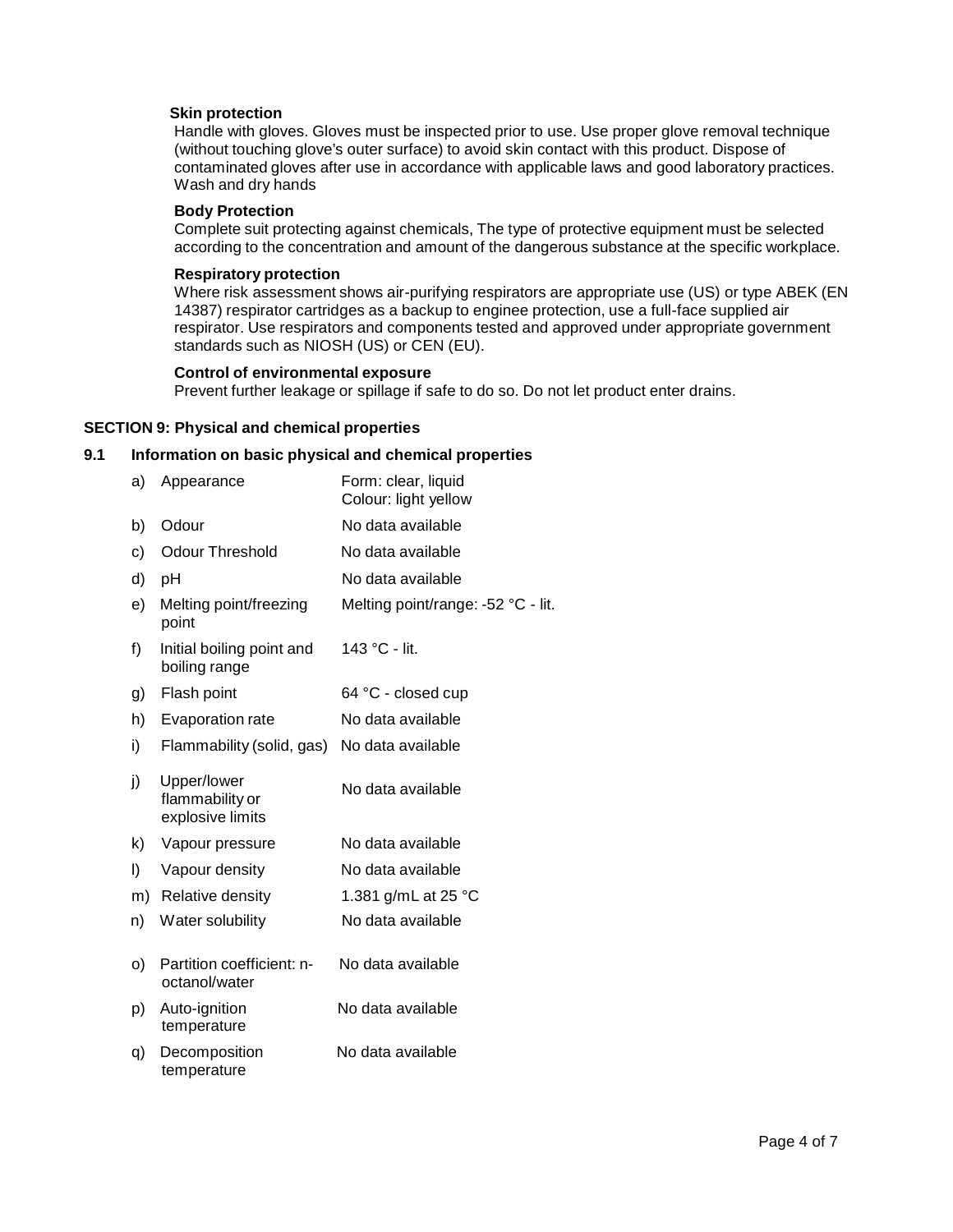**Skin protection**

Handle with gloves. Gloves must be inspected prior to use. Use proper glove removal technique (without touching glove's outer surface) to avoid skin contact with this product. Dispose of contaminated gloves after use in accordance with applicable laws and good laboratory practices. Wash and dry hands

**Body Protection**

Complete suit protecting against chemicals, The type of protective equipment must be selected according to the concentration and amount of the dangerous substance at the specific workplace.

**Respiratory protection**

Where risk assessment shows air-purifying respirators are appropriate use (US) or type ABEK (EN 14387) respirator cartridges as a backup to enginee protection, use a full-face supplied air respirator. Use respirators and components tested and approved under appropriate government standards such as NIOSH (US) or CEN (EU).

**Control of environmental exposure**

Prevent further leakage or spillage if safe to do so. Do not let product enter drains.

## SECTION 9: Physical and chemical properties

### 9.1 Information on basic physical and chemical properties

| | Property | Value |
|---|---|---|
| a) | Appearance | Form: clear, liquid<br>Colour: light yellow |
| b) | Odour | No data available |
| c) | Odour Threshold | No data available |
| d) | pH | No data available |
| e) | Melting point/freezing point | Melting point/range: -52 °C - lit. |
| f) | Initial boiling point and boiling range | 143 °C - lit. |
| g) | Flash point | 64 °C - closed cup |
| h) | Evaporation rate | No data available |
| i) | Flammability (solid, gas) | No data available |
| j) | Upper/lower flammability or explosive limits | No data available |
| k) | Vapour pressure | No data available |
| l) | Vapour density | No data available |
| m) | Relative density | 1.381 g/mL at 25 °C |
| n) | Water solubility | No data available |
| o) | Partition coefficient: n-octanol/water | No data available |
| p) | Auto-ignition temperature | No data available |
| q) | Decomposition temperature | No data available |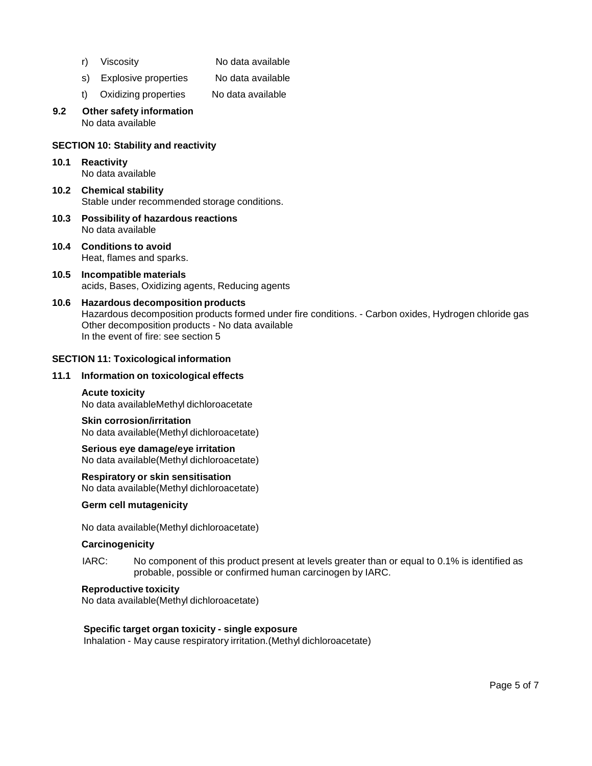r) Viscosity No data available

s) Explosive properties No data available

t) Oxidizing properties No data available

**9.2 Other safety information**
No data available

## SECTION 10: Stability and reactivity

**10.1 Reactivity**
No data available

**10.2 Chemical stability**
Stable under recommended storage conditions.

**10.3 Possibility of hazardous reactions**
No data available

**10.4 Conditions to avoid**
Heat, flames and sparks.

**10.5 Incompatible materials**
acids, Bases, Oxidizing agents, Reducing agents

**10.6 Hazardous decomposition products**
Hazardous decomposition products formed under fire conditions. - Carbon oxides, Hydrogen chloride gas
Other decomposition products - No data available
In the event of fire: see section 5

## SECTION 11: Toxicological information

**11.1 Information on toxicological effects**

**Acute toxicity**
No data availableMethyl dichloroacetate

**Skin corrosion/irritation**
No data available(Methyl dichloroacetate)

**Serious eye damage/eye irritation**
No data available(Methyl dichloroacetate)

**Respiratory or skin sensitisation**
No data available(Methyl dichloroacetate)

**Germ cell mutagenicity**

No data available(Methyl dichloroacetate)

**Carcinogenicity**

IARC: No component of this product present at levels greater than or equal to 0.1% is identified as probable, possible or confirmed human carcinogen by IARC.

**Reproductive toxicity**
No data available(Methyl dichloroacetate)

**Specific target organ toxicity - single exposure**
Inhalation - May cause respiratory irritation.(Methyl dichloroacetate)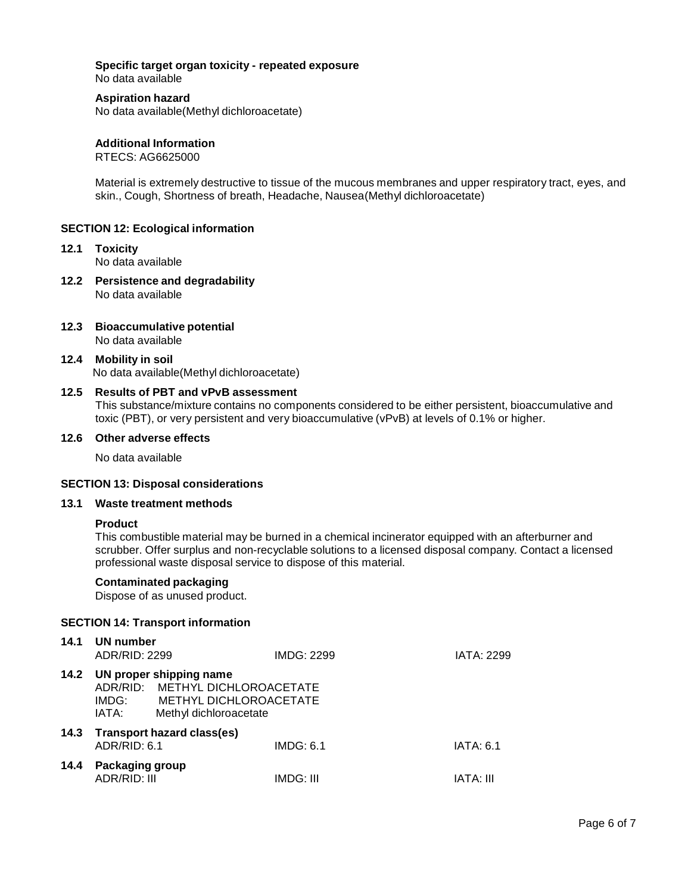**Specific target organ toxicity - repeated exposure**
No data available

**Aspiration hazard**
No data available(Methyl dichloroacetate)

**Additional Information**
RTECS: AG6625000

Material is extremely destructive to tissue of the mucous membranes and upper respiratory tract, eyes, and skin., Cough, Shortness of breath, Headache, Nausea(Methyl dichloroacetate)

## SECTION 12: Ecological information

**12.1 Toxicity**
No data available

**12.2 Persistence and degradability**
No data available

**12.3 Bioaccumulative potential**
No data available

**12.4 Mobility in soil**
No data available(Methyl dichloroacetate)

**12.5 Results of PBT and vPvB assessment**
This substance/mixture contains no components considered to be either persistent, bioaccumulative and toxic (PBT), or very persistent and very bioaccumulative (vPvB) at levels of 0.1% or higher.

**12.6 Other adverse effects**

No data available

## SECTION 13: Disposal considerations

**13.1 Waste treatment methods**

**Product**
This combustible material may be burned in a chemical incinerator equipped with an afterburner and scrubber. Offer surplus and non-recyclable solutions to a licensed disposal company. Contact a licensed professional waste disposal service to dispose of this material.

**Contaminated packaging**
Dispose of as unused product.

## SECTION 14: Transport information

**14.1 UN number**

| ADR/RID: 2299 | IMDG: 2299 | IATA: 2299 |
|---|---|---|

**14.2 UN proper shipping name**
ADR/RID: METHYL DICHLOROACETATE
IMDG: METHYL DICHLOROACETATE
IATA: Methyl dichloroacetate

**14.3 Transport hazard class(es)**

| ADR/RID: 6.1 | IMDG: 6.1 | IATA: 6.1 |
|---|---|---|

**14.4 Packaging group**

| ADR/RID: III | IMDG: III | IATA: III |
|---|---|---|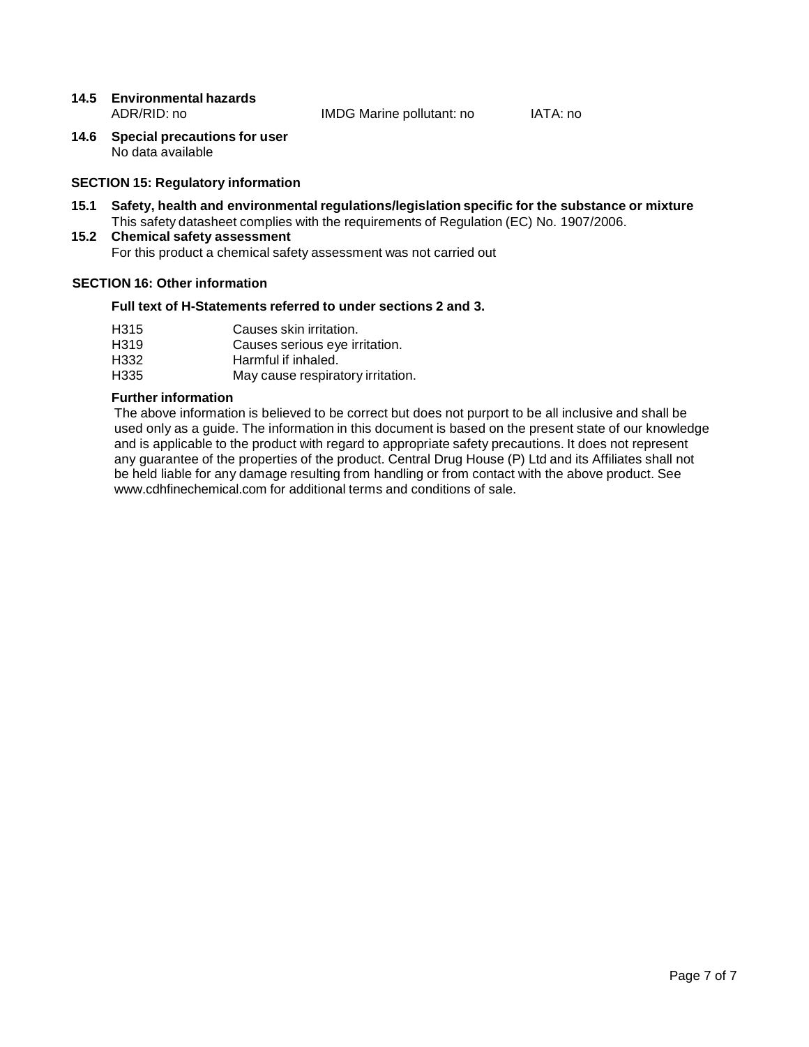**14.5 Environmental hazards**

ADR/RID: no IMDG Marine pollutant: no IATA: no

**14.6 Special precautions for user**

No data available

## SECTION 15: Regulatory information

**15.1 Safety, health and environmental regulations/legislation specific for the substance or mixture**

This safety datasheet complies with the requirements of Regulation (EC) No. 1907/2006.

**15.2 Chemical safety assessment**

For this product a chemical safety assessment was not carried out

## SECTION 16: Other information

**Full text of H-Statements referred to under sections 2 and 3.**

| | |
|---|---|
| H315 | Causes skin irritation. |
| H319 | Causes serious eye irritation. |
| H332 | Harmful if inhaled. |
| H335 | May cause respiratory irritation. |

**Further information**

The above information is believed to be correct but does not purport to be all inclusive and shall be used only as a guide. The information in this document is based on the present state of our knowledge and is applicable to the product with regard to appropriate safety precautions. It does not represent any guarantee of the properties of the product. Central Drug House (P) Ltd and its Affiliates shall not be held liable for any damage resulting from handling or from contact with the above product. See www.cdhfinechemical.com for additional terms and conditions of sale.